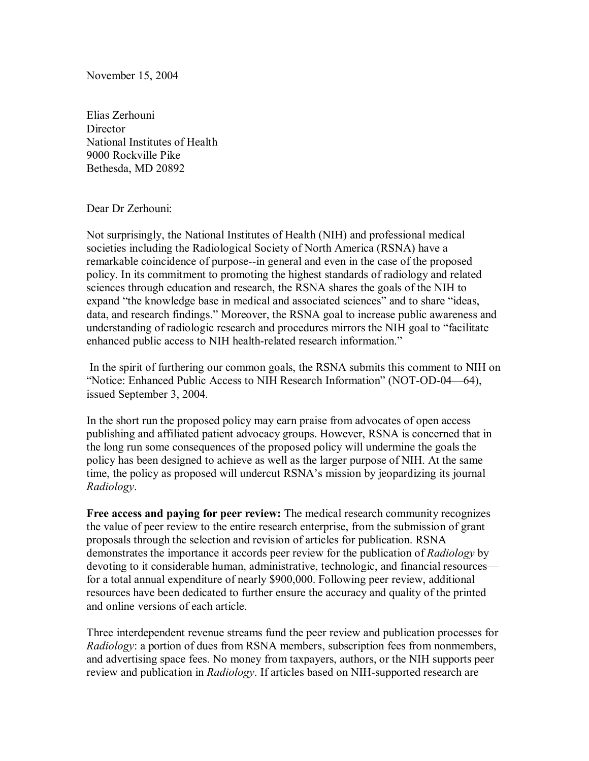November 15, 2004

Elias Zerhouni
Director
National Institutes of Health
9000 Rockville Pike
Bethesda, MD 20892

Dear Dr Zerhouni:

Not surprisingly, the National Institutes of Health (NIH) and professional medical societies including the Radiological Society of North America (RSNA) have a remarkable coincidence of purpose--in general and even in the case of the proposed policy. In its commitment to promoting the highest standards of radiology and related sciences through education and research, the RSNA shares the goals of the NIH to expand "the knowledge base in medical and associated sciences" and to share "ideas, data, and research findings." Moreover, the RSNA goal to increase public awareness and understanding of radiologic research and procedures mirrors the NIH goal to "facilitate enhanced public access to NIH health-related research information."

In the spirit of furthering our common goals, the RSNA submits this comment to NIH on "Notice: Enhanced Public Access to NIH Research Information" (NOT-OD-04—64), issued September 3, 2004.

In the short run the proposed policy may earn praise from advocates of open access publishing and affiliated patient advocacy groups. However, RSNA is concerned that in the long run some consequences of the proposed policy will undermine the goals the policy has been designed to achieve as well as the larger purpose of NIH. At the same time, the policy as proposed will undercut RSNA's mission by jeopardizing its journal *Radiology*.

**Free access and paying for peer review:** The medical research community recognizes the value of peer review to the entire research enterprise, from the submission of grant proposals through the selection and revision of articles for publication. RSNA demonstrates the importance it accords peer review for the publication of *Radiology* by devoting to it considerable human, administrative, technologic, and financial resources—for a total annual expenditure of nearly $900,000. Following peer review, additional resources have been dedicated to further ensure the accuracy and quality of the printed and online versions of each article.

Three interdependent revenue streams fund the peer review and publication processes for *Radiology*: a portion of dues from RSNA members, subscription fees from nonmembers, and advertising space fees. No money from taxpayers, authors, or the NIH supports peer review and publication in *Radiology*. If articles based on NIH-supported research are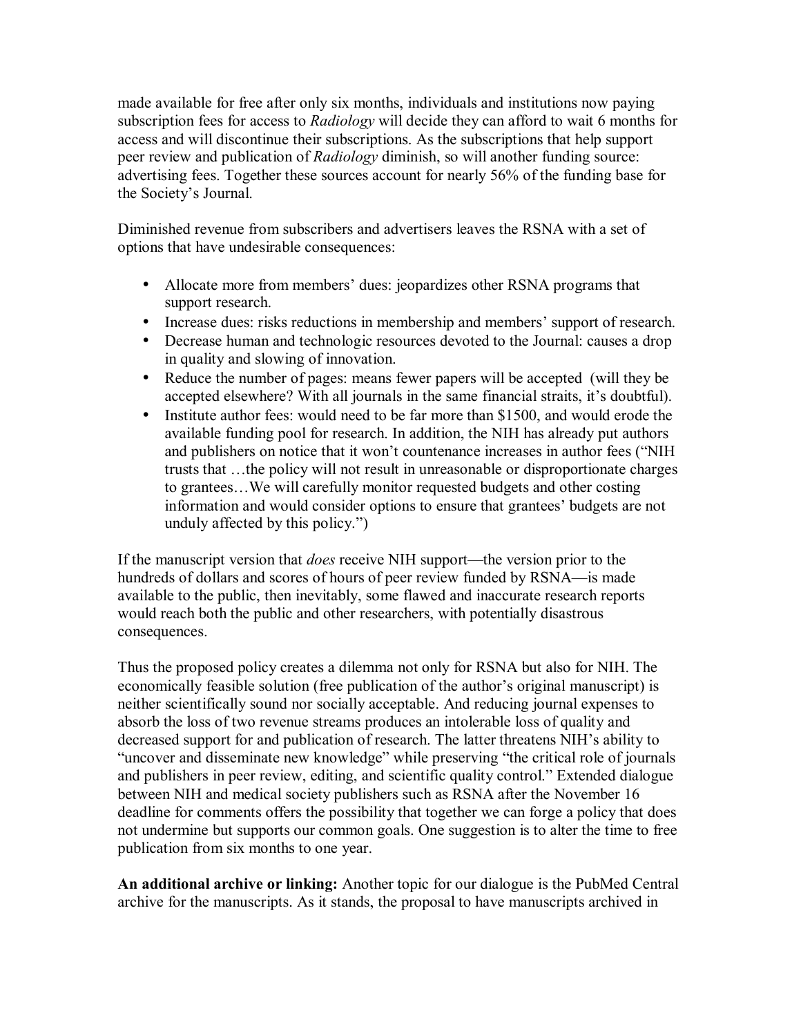made available for free after only six months, individuals and institutions now paying subscription fees for access to *Radiology* will decide they can afford to wait 6 months for access and will discontinue their subscriptions. As the subscriptions that help support peer review and publication of *Radiology* diminish, so will another funding source: advertising fees. Together these sources account for nearly 56% of the funding base for the Society's Journal.

Diminished revenue from subscribers and advertisers leaves the RSNA with a set of options that have undesirable consequences:

- Allocate more from members' dues: jeopardizes other RSNA programs that support research.
- Increase dues: risks reductions in membership and members' support of research.
- Decrease human and technologic resources devoted to the Journal: causes a drop in quality and slowing of innovation.
- Reduce the number of pages: means fewer papers will be accepted (will they be accepted elsewhere? With all journals in the same financial straits, it's doubtful).
- Institute author fees: would need to be far more than $1500, and would erode the available funding pool for research. In addition, the NIH has already put authors and publishers on notice that it won't countenance increases in author fees ("NIH trusts that …the policy will not result in unreasonable or disproportionate charges to grantees…We will carefully monitor requested budgets and other costing information and would consider options to ensure that grantees' budgets are not unduly affected by this policy.")

If the manuscript version that *does* receive NIH support—the version prior to the hundreds of dollars and scores of hours of peer review funded by RSNA—is made available to the public, then inevitably, some flawed and inaccurate research reports would reach both the public and other researchers, with potentially disastrous consequences.

Thus the proposed policy creates a dilemma not only for RSNA but also for NIH. The economically feasible solution (free publication of the author's original manuscript) is neither scientifically sound nor socially acceptable. And reducing journal expenses to absorb the loss of two revenue streams produces an intolerable loss of quality and decreased support for and publication of research. The latter threatens NIH's ability to "uncover and disseminate new knowledge" while preserving "the critical role of journals and publishers in peer review, editing, and scientific quality control." Extended dialogue between NIH and medical society publishers such as RSNA after the November 16 deadline for comments offers the possibility that together we can forge a policy that does not undermine but supports our common goals. One suggestion is to alter the time to free publication from six months to one year.

**An additional archive or linking:** Another topic for our dialogue is the PubMed Central archive for the manuscripts. As it stands, the proposal to have manuscripts archived in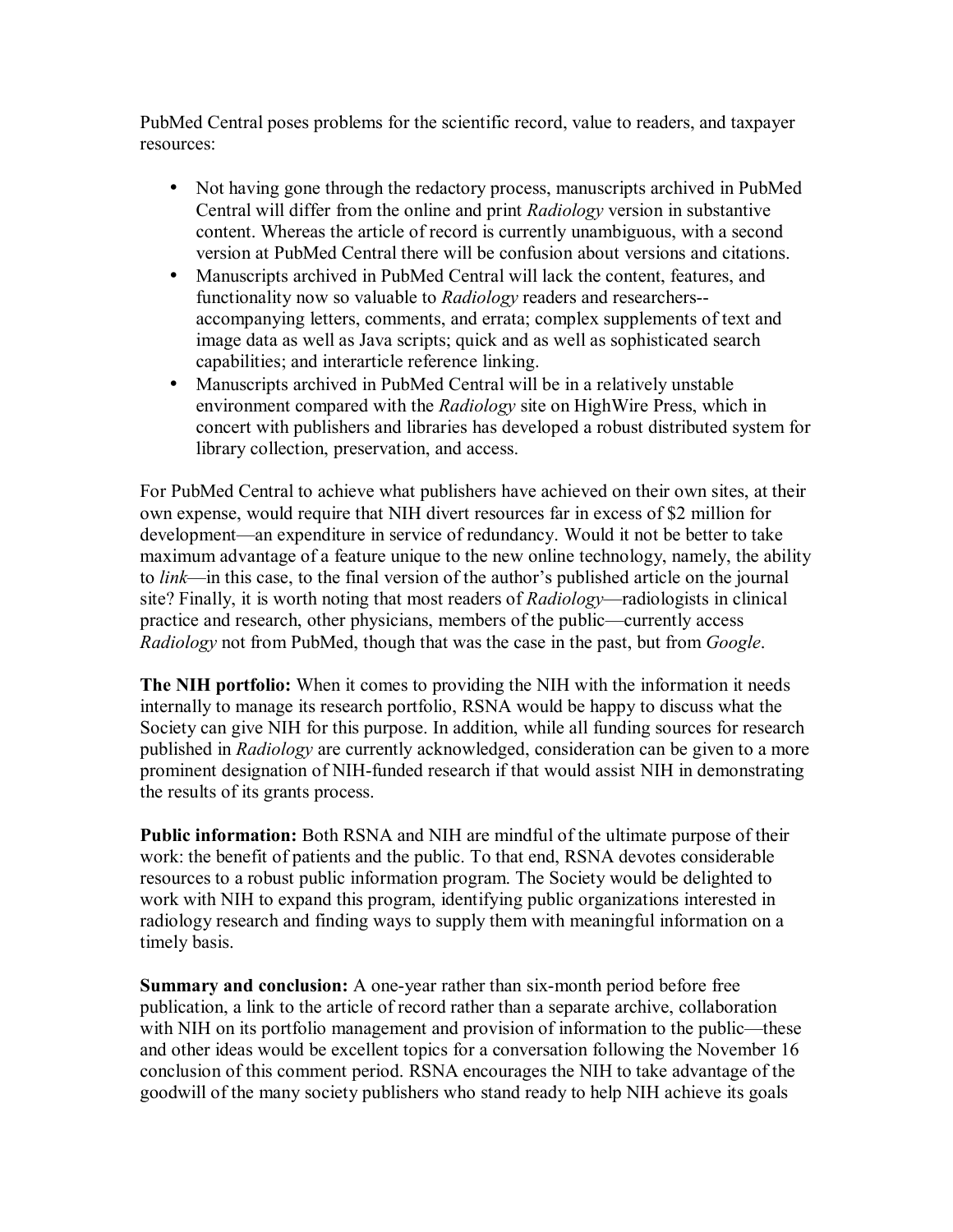PubMed Central poses problems for the scientific record, value to readers, and taxpayer resources:

- Not having gone through the redactory process, manuscripts archived in PubMed Central will differ from the online and print *Radiology* version in substantive content. Whereas the article of record is currently unambiguous, with a second version at PubMed Central there will be confusion about versions and citations.
- Manuscripts archived in PubMed Central will lack the content, features, and functionality now so valuable to *Radiology* readers and researchers--accompanying letters, comments, and errata; complex supplements of text and image data as well as Java scripts; quick and as well as sophisticated search capabilities; and interarticle reference linking.
- Manuscripts archived in PubMed Central will be in a relatively unstable environment compared with the *Radiology* site on HighWire Press, which in concert with publishers and libraries has developed a robust distributed system for library collection, preservation, and access.

For PubMed Central to achieve what publishers have achieved on their own sites, at their own expense, would require that NIH divert resources far in excess of $2 million for development—an expenditure in service of redundancy. Would it not be better to take maximum advantage of a feature unique to the new online technology, namely, the ability to *link*—in this case, to the final version of the author's published article on the journal site? Finally, it is worth noting that most readers of *Radiology*—radiologists in clinical practice and research, other physicians, members of the public—currently access *Radiology* not from PubMed, though that was the case in the past, but from *Google*.

**The NIH portfolio:** When it comes to providing the NIH with the information it needs internally to manage its research portfolio, RSNA would be happy to discuss what the Society can give NIH for this purpose. In addition, while all funding sources for research published in *Radiology* are currently acknowledged, consideration can be given to a more prominent designation of NIH-funded research if that would assist NIH in demonstrating the results of its grants process.

**Public information:** Both RSNA and NIH are mindful of the ultimate purpose of their work: the benefit of patients and the public. To that end, RSNA devotes considerable resources to a robust public information program. The Society would be delighted to work with NIH to expand this program, identifying public organizations interested in radiology research and finding ways to supply them with meaningful information on a timely basis.

**Summary and conclusion:** A one-year rather than six-month period before free publication, a link to the article of record rather than a separate archive, collaboration with NIH on its portfolio management and provision of information to the public—these and other ideas would be excellent topics for a conversation following the November 16 conclusion of this comment period. RSNA encourages the NIH to take advantage of the goodwill of the many society publishers who stand ready to help NIH achieve its goals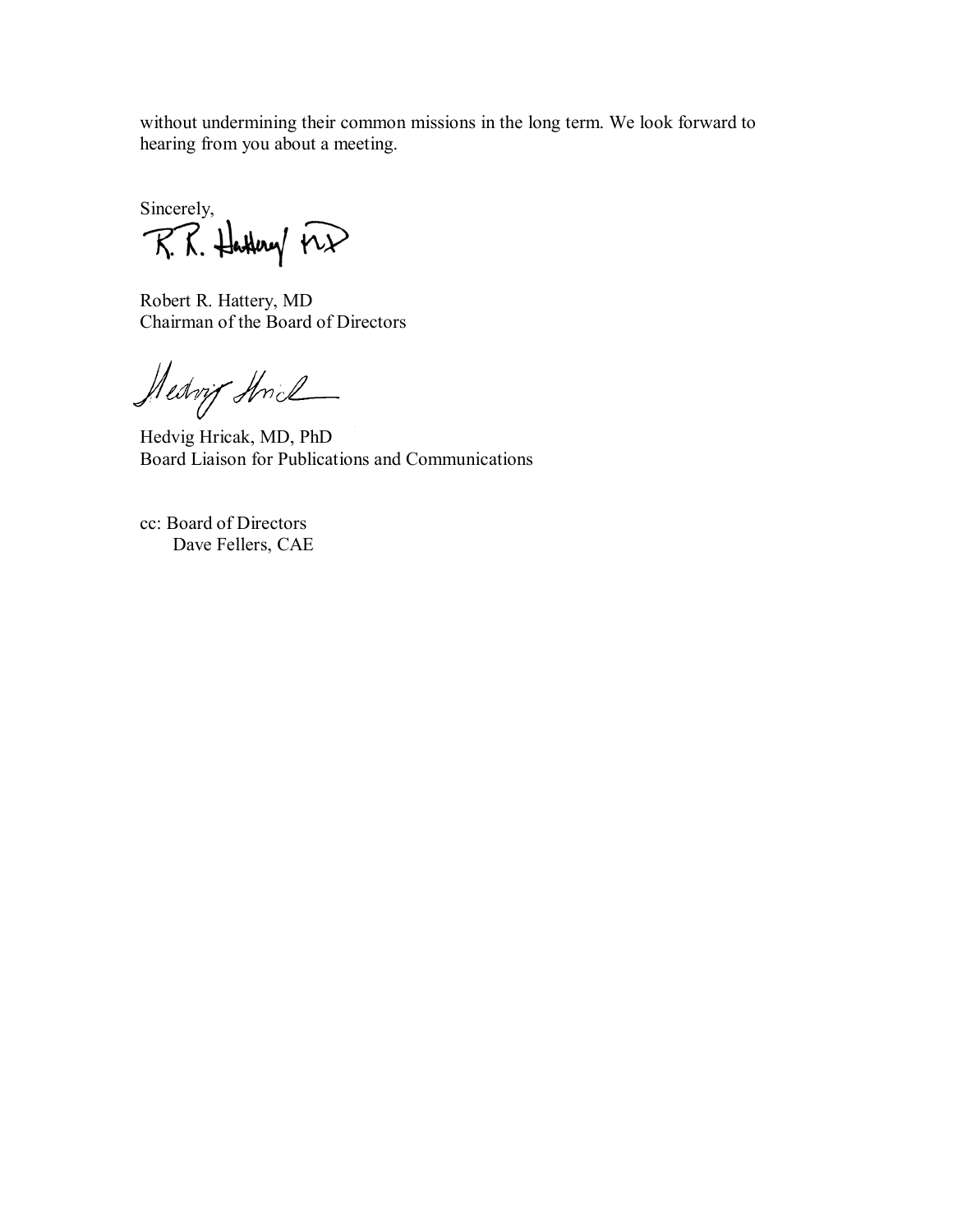without undermining their common missions in the long term. We look forward to hearing from you about a meeting.

Sincerely,

Robert R. Hattery, MD
Chairman of the Board of Directors

Hedvig Hricak, MD, PhD
Board Liaison for Publications and Communications

cc: Board of Directors
Dave Fellers, CAE